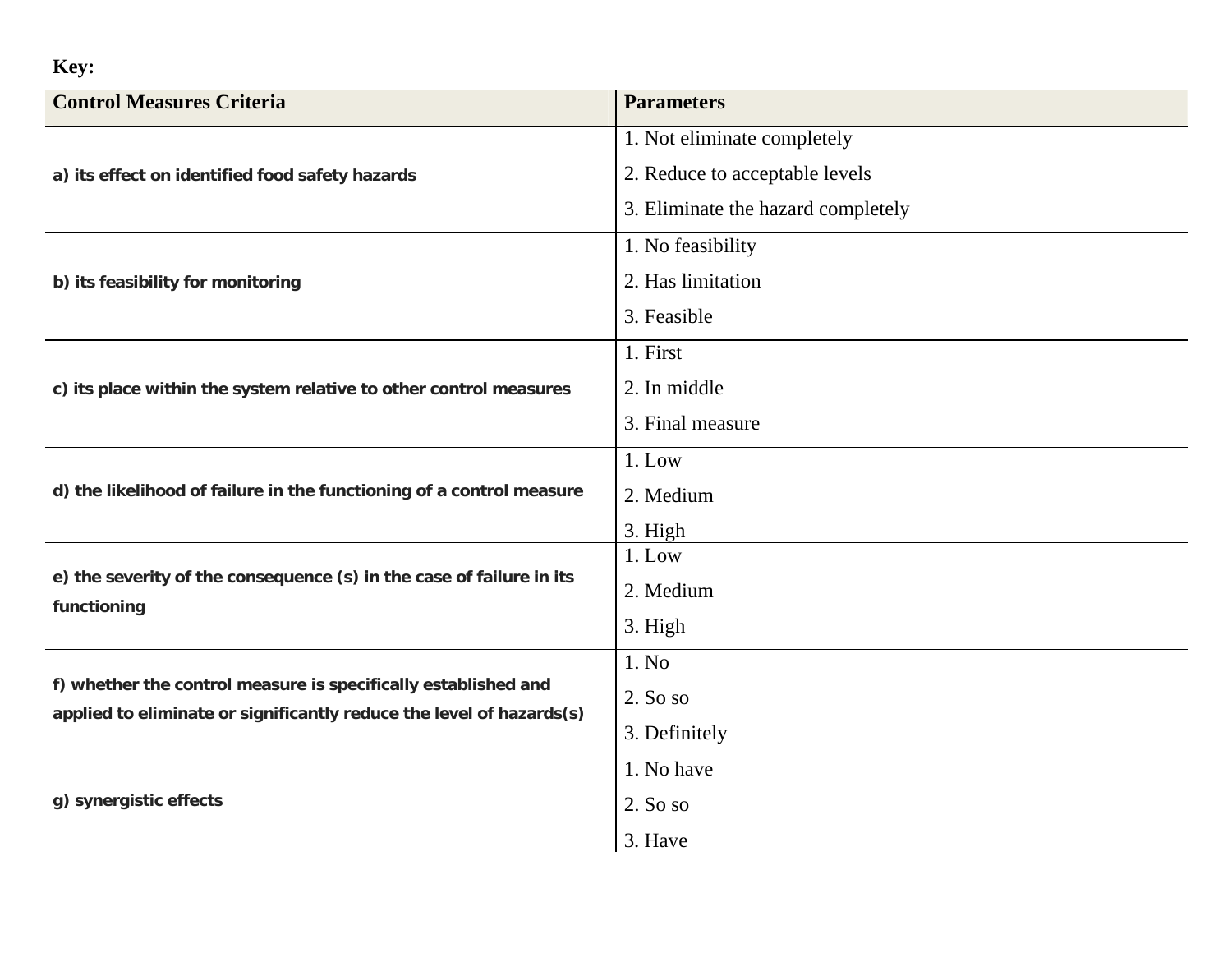**Key:**

| Control Measures Criteria | Parameters |
|---|---|
| a) its effect on identified food safety hazards | 1. Not eliminate completely<br>2. Reduce to acceptable levels<br>3. Eliminate the hazard completely |
| b) its feasibility for monitoring | 1. No feasibility<br>2. Has limitation<br>3. Feasible |
| c) its place within the system relative to other control measures | 1. First<br>2. In middle<br>3. Final measure |
| d) the likelihood of failure in the functioning of a control measure | 1. Low<br>2. Medium<br>3. High |
| e) the severity of the consequence (s) in the case of failure in its functioning | 1. Low<br>2. Medium<br>3. High |
| f) whether the control measure is specifically established and applied to eliminate or significantly reduce the level of hazards(s) | 1. No<br>2. So so<br>3. Definitely |
| g) synergistic effects | 1. No have<br>2. So so<br>3. Have |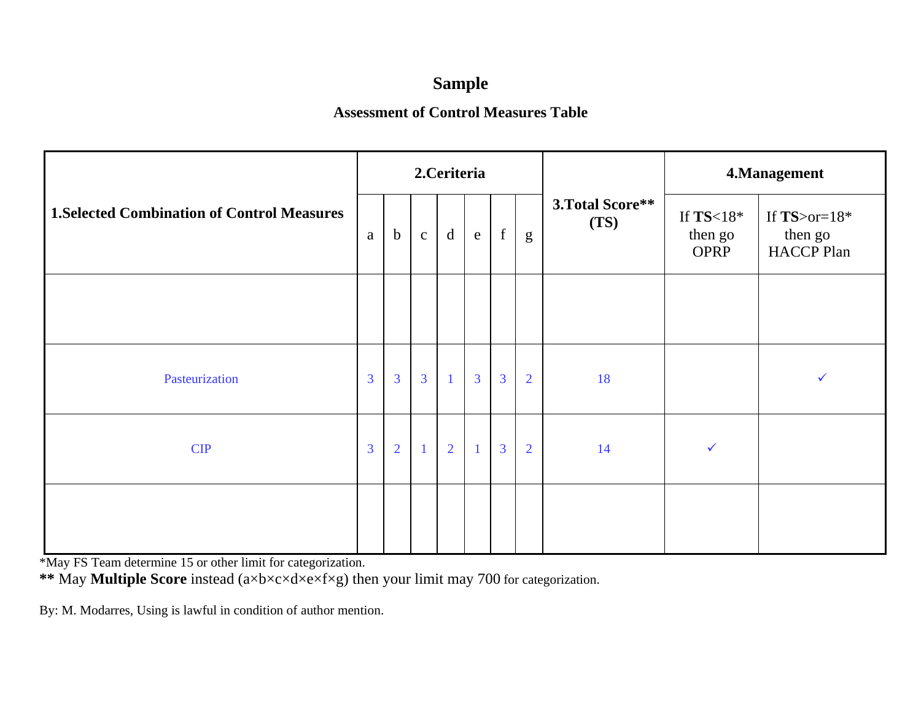# Sample

## Assessment of Control Measures Table

| 1.Selected Combination of Control Measures | 2.Ceriteria | | | | | | | 3.Total Score** (TS) | 4.Management | |
|---|---|---|---|---|---|---|---|---|---|---|
| | a | b | c | d | e | f | g | | If **TS**<18* then go OPRP | If **TS**>or=18* then go HACCP Plan |
| | | | | | | | | | | |
| Pasteurization | 3 | 3 | 3 | 1 | 3 | 3 | 2 | 18 | | ✓ |
| CIP | 3 | 2 | 1 | 2 | 1 | 3 | 2 | 14 | ✓ | |
| | | | | | | | | | | |

*May FS Team determine 15 or other limit for categorization.

** May **Multiple Score** instead (a×b×c×d×e×f×g) then your limit may 700 for categorization.

By: M. Modarres, Using is lawful in condition of author mention.